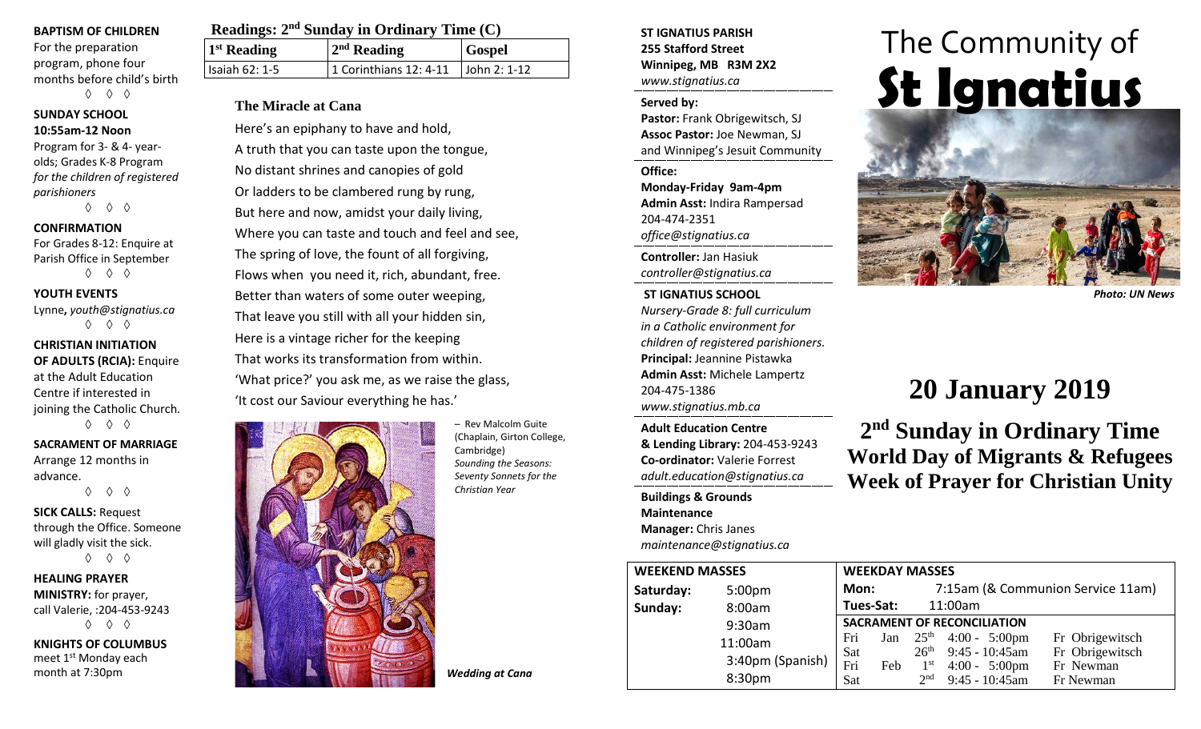**BAPTISM OF CHILDREN**
For the preparation program, phone four months before child's birth

◊ ◊ ◊

**SUNDAY SCHOOL**
**10:55am-12 Noon**
Program for 3- & 4- year-olds; Grades K-8 Program *for the children of registered parishioners*

◊ ◊ ◊

**CONFIRMATION**
For Grades 8-12: Enquire at Parish Office in September

◊ ◊ ◊

**YOUTH EVENTS**
Lynne, *youth@stignatius.ca*

◊ ◊ ◊

**CHRISTIAN INITIATION OF ADULTS (RCIA):** Enquire at the Adult Education Centre if interested in joining the Catholic Church.

◊ ◊ ◊

**SACRAMENT OF MARRIAGE**
Arrange 12 months in advance.

◊ ◊ ◊

**SICK CALLS:** Request through the Office. Someone will gladly visit the sick.

◊ ◊ ◊

**HEALING PRAYER MINISTRY:** for prayer, call Valerie, :204-453-9243

◊ ◊ ◊

**KNIGHTS OF COLUMBUS**
meet 1st Monday each month at 7:30pm

## Readings: 2nd Sunday in Ordinary Time (C)

| 1st Reading | 2nd Reading | Gospel |
|---|---|---|
| Isaiah 62: 1-5 | 1 Corinthians 12: 4-11 | John 2: 1-12 |

### The Miracle at Cana

Here's an epiphany to have and hold,
A truth that you can taste upon the tongue,
No distant shrines and canopies of gold
Or ladders to be clambered rung by rung,
But here and now, amidst your daily living,
Where you can taste and touch and feel and see,
The spring of love, the fount of all forgiving,
Flows when you need it, rich, abundant, free.
Better than waters of some outer weeping,
That leave you still with all your hidden sin,
Here is a vintage richer for the keeping
That works its transformation from within.
'What price?' you ask me, as we raise the glass,
'It cost our Saviour everything he has.'

– Rev Malcolm Guite (Chaplain, Girton College, Cambridge) *Sounding the Seasons: Seventy Sonnets for the Christian Year*

***Wedding at Cana***

**ST IGNATIUS PARISH**
**255 Stafford Street**
**Winnipeg, MB R3M 2X2**
*www.stignatius.ca*

**Served by:**
**Pastor:** Frank Obrigewitsch, SJ
**Assoc Pastor:** Joe Newman, SJ
and Winnipeg's Jesuit Community

**Office:**
**Monday-Friday 9am-4pm**
**Admin Asst:** Indira Rampersad
204-474-2351
*office@stignatius.ca*

**Controller:** Jan Hasiuk
*controller@stignatius.ca*

**ST IGNATIUS SCHOOL**
*Nursery-Grade 8: full curriculum in a Catholic environment for children of registered parishioners.*
**Principal:** Jeannine Pistawka
**Admin Asst:** Michele Lampertz
204-475-1386
*www.stignatius.mb.ca*

**Adult Education Centre & Lending Library:** 204-453-9243
**Co-ordinator:** Valerie Forrest
*adult.education@stignatius.ca*

**Buildings & Grounds Maintenance Manager:** Chris Janes
*maintenance@stignatius.ca*

# The Community of St Ignatius

*Photo: UN News*

# 20 January 2019

## 2nd Sunday in Ordinary Time
## World Day of Migrants & Refugees
## Week of Prayer for Christian Unity

| WEEKEND MASSES | |
|---|---|
| Saturday: | 5:00pm |
| Sunday: | 8:00am |
| | 9:30am |
| | 11:00am |
| | 3:40pm (Spanish) |
| | 8:30pm |

**WEEKDAY MASSES**

| | |
|---|---|
| Mon: | 7:15am (& Communion Service 11am) |
| Tues-Sat: | 11:00am |

**SACRAMENT OF RECONCILIATION**

| | | | | |
|---|---|---|---|---|
| Fri | Jan | 25th | 4:00 - 5:00pm | Fr Obrigewitsch |
| Sat | | 26th | 9:45 - 10:45am | Fr Obrigewitsch |
| Fri | Feb | 1st | 4:00 - 5:00pm | Fr Newman |
| Sat | | 2nd | 9:45 - 10:45am | Fr Newman |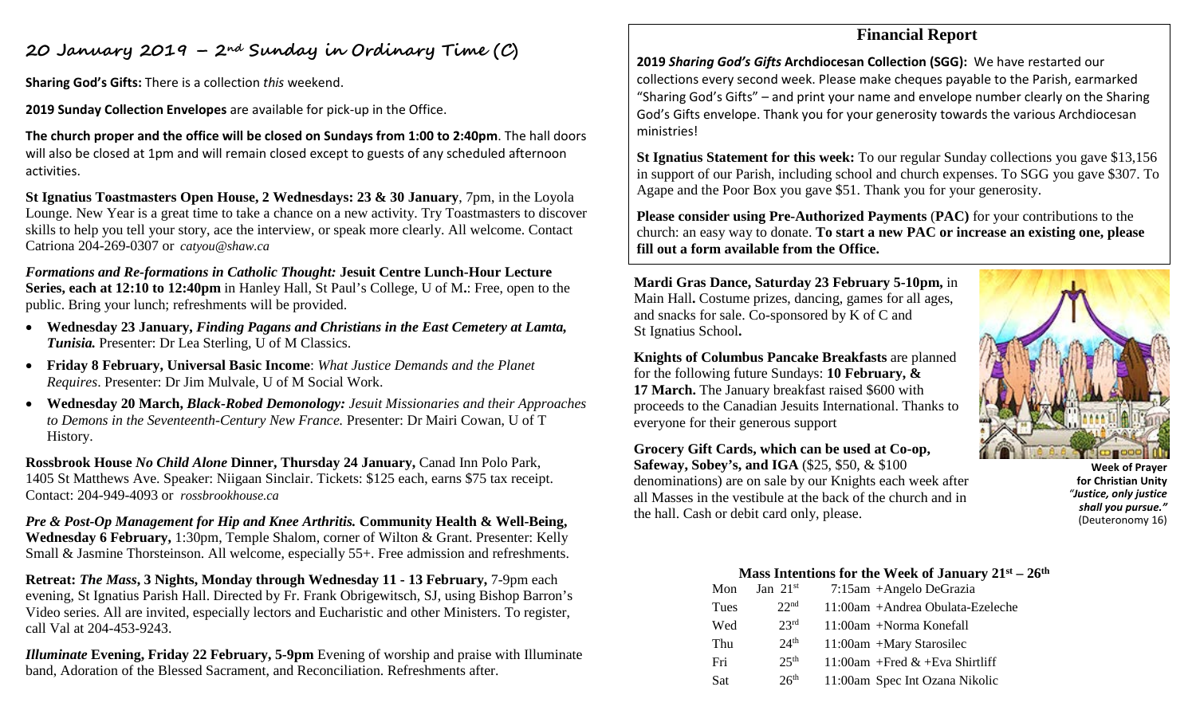# 20 January 2019 – 2nd Sunday in Ordinary Time (C)

**Sharing God's Gifts:** There is a collection *this* weekend.

**2019 Sunday Collection Envelopes** are available for pick-up in the Office.

**The church proper and the office will be closed on Sundays from 1:00 to 2:40pm**. The hall doors will also be closed at 1pm and will remain closed except to guests of any scheduled afternoon activities.

**St Ignatius Toastmasters Open House, 2 Wednesdays: 23 & 30 January**, 7pm, in the Loyola Lounge. New Year is a great time to take a chance on a new activity. Try Toastmasters to discover skills to help you tell your story, ace the interview, or speak more clearly. All welcome. Contact Catriona 204-269-0307 or *catyou@shaw.ca*

***Formations and Re-formations in Catholic Thought:* Jesuit Centre Lunch-Hour Lecture Series, each at 12:10 to 12:40pm** in Hanley Hall, St Paul's College, U of M.: Free, open to the public. Bring your lunch; refreshments will be provided.

- **Wednesday 23 January,** ***Finding Pagans and Christians in the East Cemetery at Lamta, Tunisia.*** Presenter: Dr Lea Sterling, U of M Classics.
- **Friday 8 February, Universal Basic Income**: *What Justice Demands and the Planet Requires*. Presenter: Dr Jim Mulvale, U of M Social Work.
- **Wednesday 20 March,** ***Black-Robed Demonology:*** *Jesuit Missionaries and their Approaches to Demons in the Seventeenth-Century New France.* Presenter: Dr Mairi Cowan, U of T History.

**Rossbrook House *No Child Alone* Dinner, Thursday 24 January,** Canad Inn Polo Park, 1405 St Matthews Ave. Speaker: Niigaan Sinclair. Tickets: $125 each, earns $75 tax receipt. Contact: 204-949-4093 or *rossbrookhouse.ca*

***Pre & Post-Op Management for Hip and Knee Arthritis.* Community Health & Well-Being, Wednesday 6 February,** 1:30pm, Temple Shalom, corner of Wilton & Grant. Presenter: Kelly Small & Jasmine Thorsteinson. All welcome, especially 55+. Free admission and refreshments.

**Retreat: *The Mass*, 3 Nights, Monday through Wednesday 11 - 13 February,** 7-9pm each evening, St Ignatius Parish Hall. Directed by Fr. Frank Obrigewitsch, SJ, using Bishop Barron's Video series. All are invited, especially lectors and Eucharistic and other Ministers. To register, call Val at 204-453-9243.

***Illuminate* Evening, Friday 22 February, 5-9pm** Evening of worship and praise with Illuminate band, Adoration of the Blessed Sacrament, and Reconciliation. Refreshments after.

## Financial Report

**2019 *Sharing God's Gifts* Archdiocesan Collection (SGG):** We have restarted our collections every second week. Please make cheques payable to the Parish, earmarked "Sharing God's Gifts" – and print your name and envelope number clearly on the Sharing God's Gifts envelope. Thank you for your generosity towards the various Archdiocesan ministries!

**St Ignatius Statement for this week:** To our regular Sunday collections you gave $13,156 in support of our Parish, including school and church expenses. To SGG you gave $307. To Agape and the Poor Box you gave $51. Thank you for your generosity.

**Please consider using Pre-Authorized Payments** (**PAC)** for your contributions to the church: an easy way to donate. **To start a new PAC or increase an existing one, please fill out a form available from the Office.**

**Mardi Gras Dance, Saturday 23 February 5-10pm,** in Main Hall**.** Costume prizes, dancing, games for all ages, and snacks for sale. Co-sponsored by K of C and St Ignatius School**.**

**Knights of Columbus Pancake Breakfasts** are planned for the following future Sundays: **10 February, & 17 March.** The January breakfast raised $600 with proceeds to the Canadian Jesuits International. Thanks to everyone for their generous support

**Grocery Gift Cards, which can be used at Co-op, Safeway, Sobey's, and IGA** ($25, $50, & $100 denominations) are on sale by our Knights each week after all Masses in the vestibule at the back of the church and in the hall. Cash or debit card only, please.

**Week of Prayer for Christian Unity**
***"Justice, only justice shall you pursue."***
(Deuteronomy 16)

### Mass Intentions for the Week of January 21st – 26th

| | | | |
|---|---|---|---|
| Mon | Jan 21st | 7:15am | +Angelo DeGrazia |
| Tues | 22nd | 11:00am | +Andrea Obulata-Ezeleche |
| Wed | 23rd | 11:00am | +Norma Konefall |
| Thu | 24th | 11:00am | +Mary Starosilec |
| Fri | 25th | 11:00am | +Fred & +Eva Shirtliff |
| Sat | 26th | 11:00am | Spec Int Ozana Nikolic |